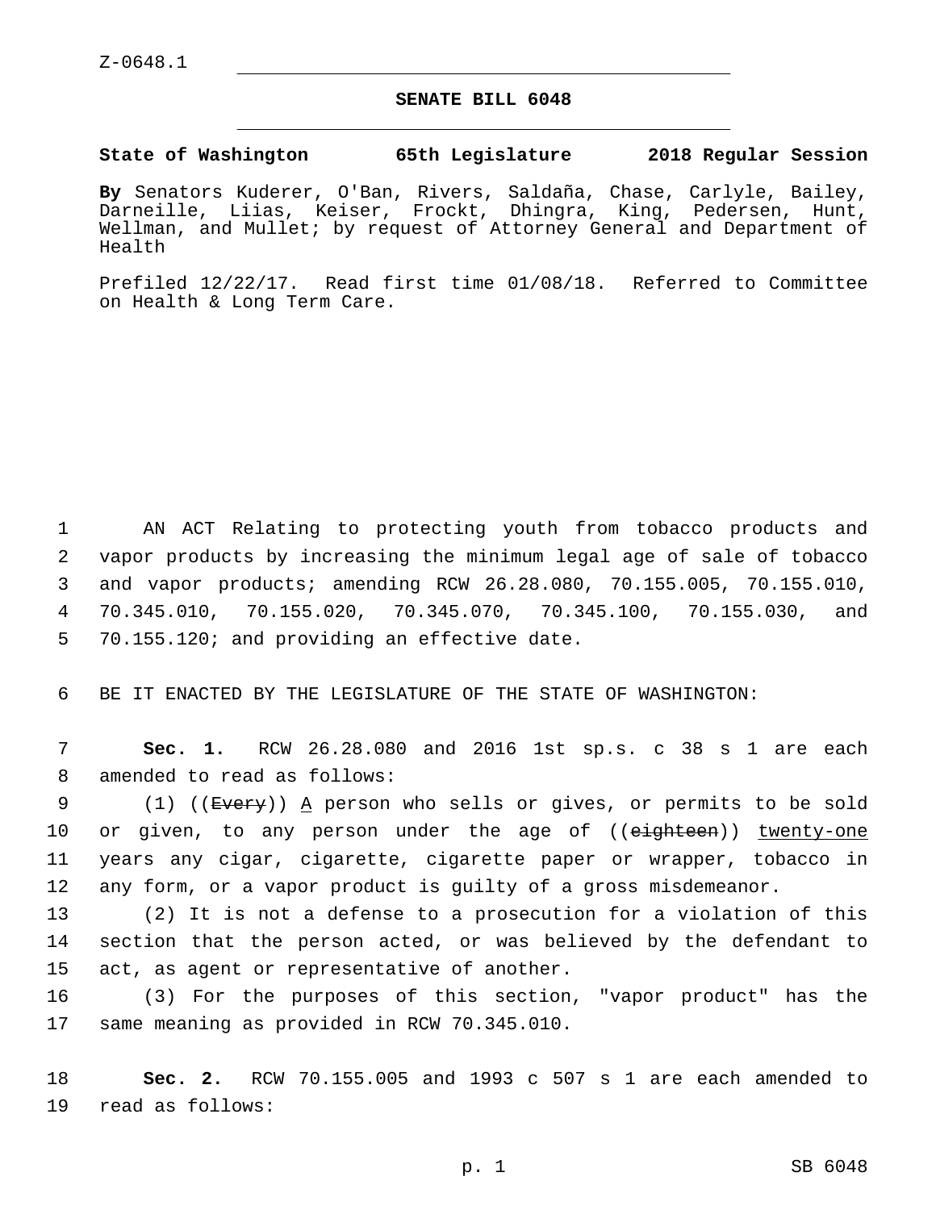Z-0648.1

# SENATE BILL 6048

**State of Washington 65th Legislature 2018 Regular Session**

**By** Senators Kuderer, O'Ban, Rivers, Saldaña, Chase, Carlyle, Bailey, Darneille, Liias, Keiser, Frockt, Dhingra, King, Pedersen, Hunt, Wellman, and Mullet; by request of Attorney General and Department of Health

Prefiled 12/22/17. Read first time 01/08/18. Referred to Committee on Health & Long Term Care.

AN ACT Relating to protecting youth from tobacco products and vapor products by increasing the minimum legal age of sale of tobacco and vapor products; amending RCW 26.28.080, 70.155.005, 70.155.010, 70.345.010, 70.155.020, 70.345.070, 70.345.100, 70.155.030, and 70.155.120; and providing an effective date.

BE IT ENACTED BY THE LEGISLATURE OF THE STATE OF WASHINGTON:

**Sec. 1.** RCW 26.28.080 and 2016 1st sp.s. c 38 s 1 are each amended to read as follows:

(1) ((~~Every~~)) <u>A</u> person who sells or gives, or permits to be sold or given, to any person under the age of ((~~eighteen~~)) <u>twenty-one</u> years any cigar, cigarette, cigarette paper or wrapper, tobacco in any form, or a vapor product is guilty of a gross misdemeanor.

(2) It is not a defense to a prosecution for a violation of this section that the person acted, or was believed by the defendant to act, as agent or representative of another.

(3) For the purposes of this section, "vapor product" has the same meaning as provided in RCW 70.345.010.

**Sec. 2.** RCW 70.155.005 and 1993 c 507 s 1 are each amended to read as follows: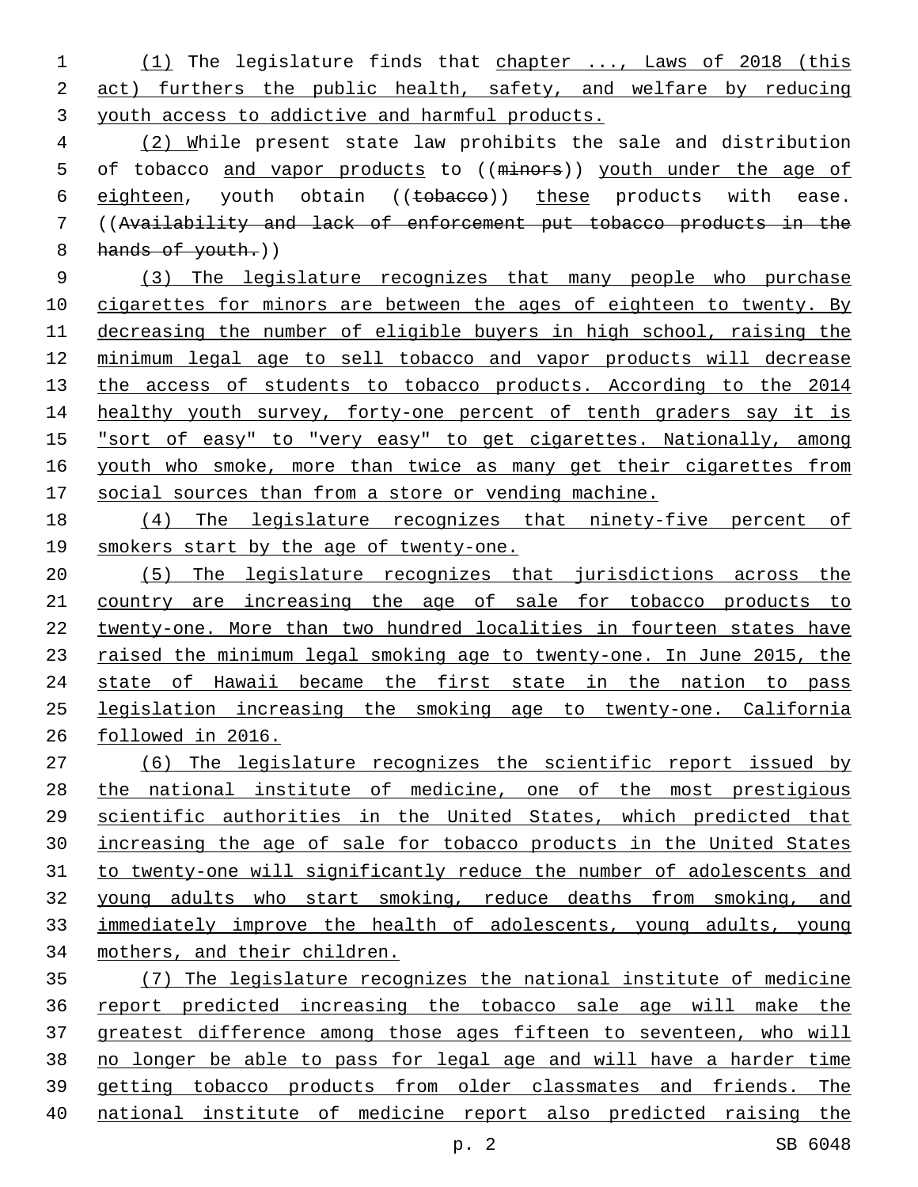(1) The legislature finds that chapter ..., Laws of 2018 (this act) furthers the public health, safety, and welfare by reducing youth access to addictive and harmful products.

(2) While present state law prohibits the sale and distribution of tobacco and vapor products to ((~~minors~~)) youth under the age of eighteen, youth obtain ((~~tobacco~~)) these products with ease. ((~~Availability and lack of enforcement put tobacco products in the hands of youth.~~))

(3) The legislature recognizes that many people who purchase cigarettes for minors are between the ages of eighteen to twenty. By decreasing the number of eligible buyers in high school, raising the minimum legal age to sell tobacco and vapor products will decrease the access of students to tobacco products. According to the 2014 healthy youth survey, forty-one percent of tenth graders say it is "sort of easy" to "very easy" to get cigarettes. Nationally, among youth who smoke, more than twice as many get their cigarettes from social sources than from a store or vending machine.

(4) The legislature recognizes that ninety-five percent of smokers start by the age of twenty-one.

(5) The legislature recognizes that jurisdictions across the country are increasing the age of sale for tobacco products to twenty-one. More than two hundred localities in fourteen states have raised the minimum legal smoking age to twenty-one. In June 2015, the state of Hawaii became the first state in the nation to pass legislation increasing the smoking age to twenty-one. California followed in 2016.

(6) The legislature recognizes the scientific report issued by the national institute of medicine, one of the most prestigious scientific authorities in the United States, which predicted that increasing the age of sale for tobacco products in the United States to twenty-one will significantly reduce the number of adolescents and young adults who start smoking, reduce deaths from smoking, and immediately improve the health of adolescents, young adults, young mothers, and their children.

(7) The legislature recognizes the national institute of medicine report predicted increasing the tobacco sale age will make the greatest difference among those ages fifteen to seventeen, who will no longer be able to pass for legal age and will have a harder time getting tobacco products from older classmates and friends. The national institute of medicine report also predicted raising the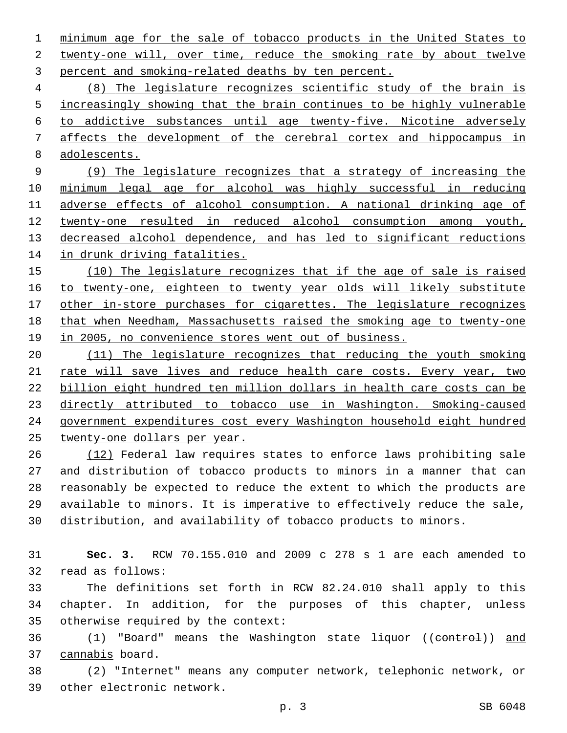minimum age for the sale of tobacco products in the United States to twenty-one will, over time, reduce the smoking rate by about twelve percent and smoking-related deaths by ten percent.

(8) The legislature recognizes scientific study of the brain is increasingly showing that the brain continues to be highly vulnerable to addictive substances until age twenty-five. Nicotine adversely affects the development of the cerebral cortex and hippocampus in adolescents.

(9) The legislature recognizes that a strategy of increasing the minimum legal age for alcohol was highly successful in reducing adverse effects of alcohol consumption. A national drinking age of twenty-one resulted in reduced alcohol consumption among youth, decreased alcohol dependence, and has led to significant reductions in drunk driving fatalities.

(10) The legislature recognizes that if the age of sale is raised to twenty-one, eighteen to twenty year olds will likely substitute other in-store purchases for cigarettes. The legislature recognizes that when Needham, Massachusetts raised the smoking age to twenty-one in 2005, no convenience stores went out of business.

(11) The legislature recognizes that reducing the youth smoking rate will save lives and reduce health care costs. Every year, two billion eight hundred ten million dollars in health care costs can be directly attributed to tobacco use in Washington. Smoking-caused government expenditures cost every Washington household eight hundred twenty-one dollars per year.

(12) Federal law requires states to enforce laws prohibiting sale and distribution of tobacco products to minors in a manner that can reasonably be expected to reduce the extent to which the products are available to minors. It is imperative to effectively reduce the sale, distribution, and availability of tobacco products to minors.

**Sec. 3.** RCW 70.155.010 and 2009 c 278 s 1 are each amended to read as follows:

The definitions set forth in RCW 82.24.010 shall apply to this chapter. In addition, for the purposes of this chapter, unless otherwise required by the context:

(1) "Board" means the Washington state liquor ((~~control~~)) and cannabis board.

(2) "Internet" means any computer network, telephonic network, or other electronic network.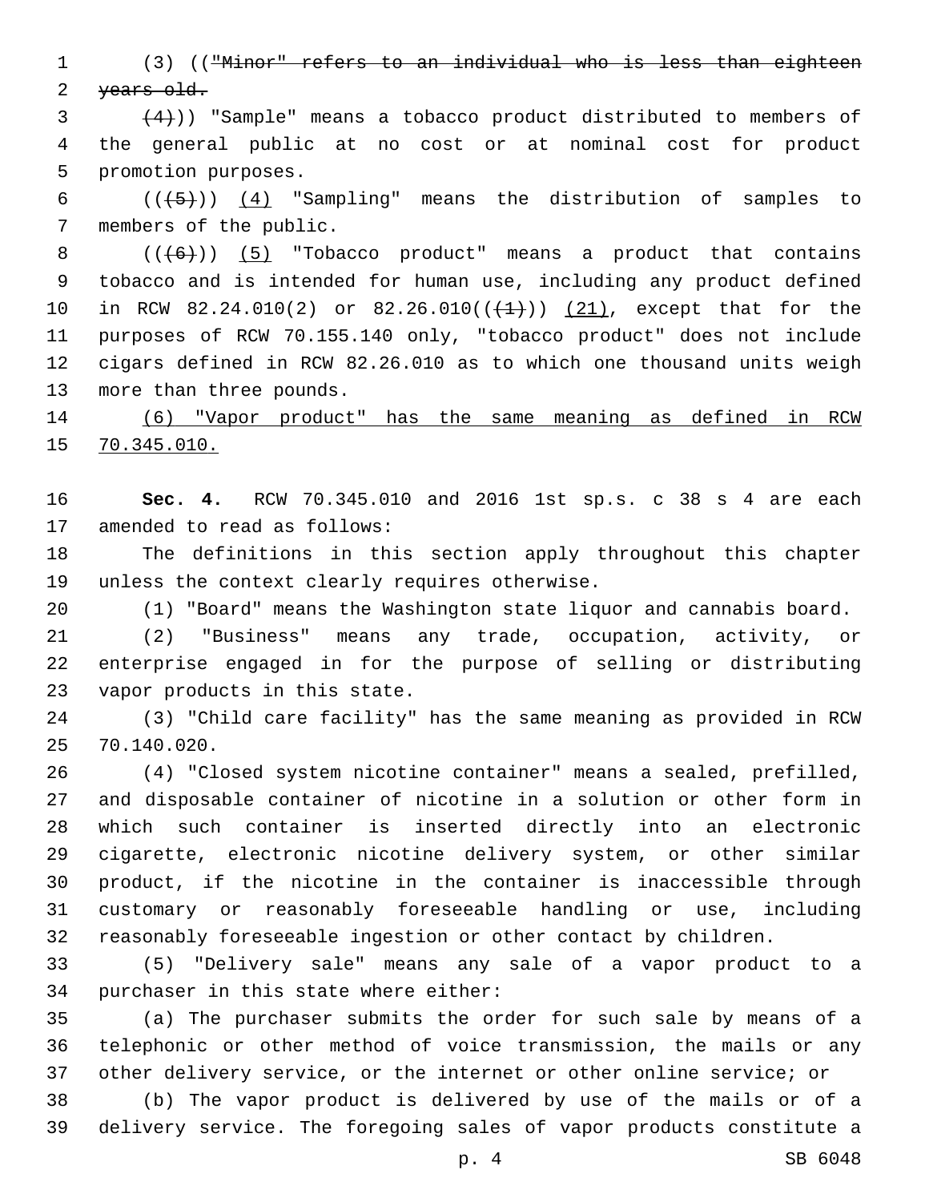(3) (("Minor" refers to an individual who is less than eighteen years old.

(4))) "Sample" means a tobacco product distributed to members of the general public at no cost or at nominal cost for product promotion purposes.

(((5))) (4) "Sampling" means the distribution of samples to members of the public.

(((6))) (5) "Tobacco product" means a product that contains tobacco and is intended for human use, including any product defined in RCW 82.24.010(2) or 82.26.010(((1))) (21), except that for the purposes of RCW 70.155.140 only, "tobacco product" does not include cigars defined in RCW 82.26.010 as to which one thousand units weigh more than three pounds.

(6) "Vapor product" has the same meaning as defined in RCW 70.345.010.

**Sec. 4.** RCW 70.345.010 and 2016 1st sp.s. c 38 s 4 are each amended to read as follows:

The definitions in this section apply throughout this chapter unless the context clearly requires otherwise.

(1) "Board" means the Washington state liquor and cannabis board.

(2) "Business" means any trade, occupation, activity, or enterprise engaged in for the purpose of selling or distributing vapor products in this state.

(3) "Child care facility" has the same meaning as provided in RCW 70.140.020.

(4) "Closed system nicotine container" means a sealed, prefilled, and disposable container of nicotine in a solution or other form in which such container is inserted directly into an electronic cigarette, electronic nicotine delivery system, or other similar product, if the nicotine in the container is inaccessible through customary or reasonably foreseeable handling or use, including reasonably foreseeable ingestion or other contact by children.

(5) "Delivery sale" means any sale of a vapor product to a purchaser in this state where either:

(a) The purchaser submits the order for such sale by means of a telephonic or other method of voice transmission, the mails or any other delivery service, or the internet or other online service; or

(b) The vapor product is delivered by use of the mails or of a delivery service. The foregoing sales of vapor products constitute a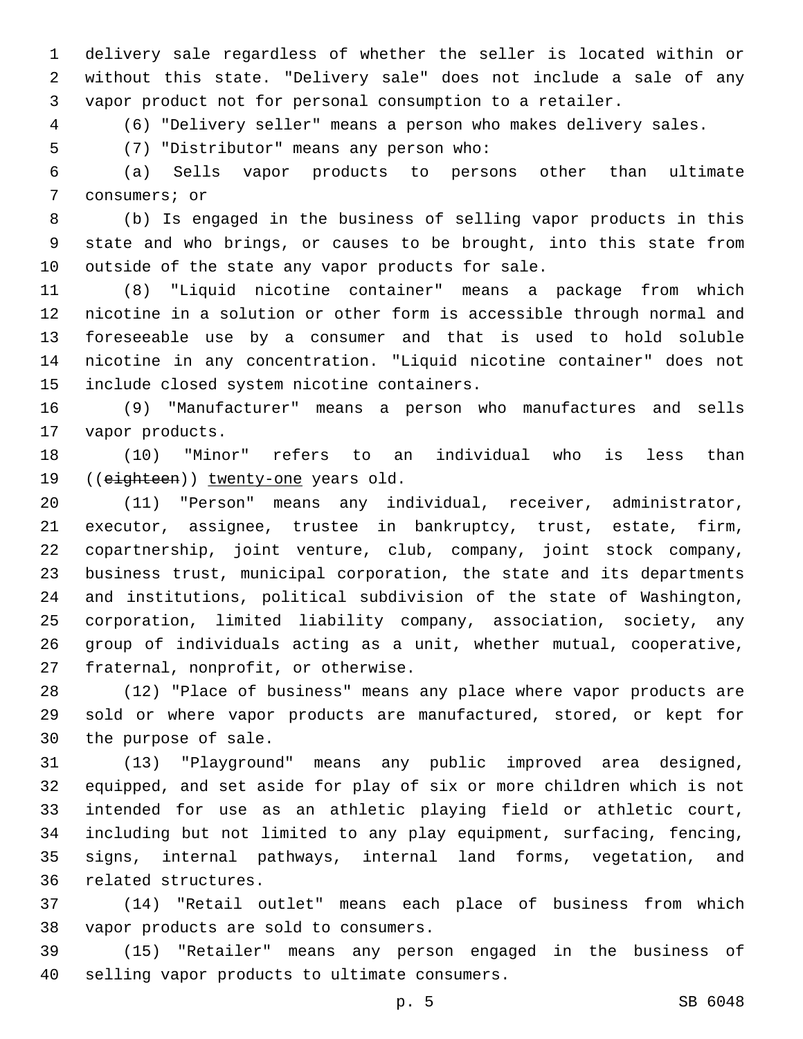delivery sale regardless of whether the seller is located within or without this state. "Delivery sale" does not include a sale of any vapor product not for personal consumption to a retailer.

(6) "Delivery seller" means a person who makes delivery sales.

(7) "Distributor" means any person who:

(a) Sells vapor products to persons other than ultimate consumers; or

(b) Is engaged in the business of selling vapor products in this state and who brings, or causes to be brought, into this state from outside of the state any vapor products for sale.

(8) "Liquid nicotine container" means a package from which nicotine in a solution or other form is accessible through normal and foreseeable use by a consumer and that is used to hold soluble nicotine in any concentration. "Liquid nicotine container" does not include closed system nicotine containers.

(9) "Manufacturer" means a person who manufactures and sells vapor products.

(10) "Minor" refers to an individual who is less than ((~~eighteen~~)) <u>twenty-one</u> years old.

(11) "Person" means any individual, receiver, administrator, executor, assignee, trustee in bankruptcy, trust, estate, firm, copartnership, joint venture, club, company, joint stock company, business trust, municipal corporation, the state and its departments and institutions, political subdivision of the state of Washington, corporation, limited liability company, association, society, any group of individuals acting as a unit, whether mutual, cooperative, fraternal, nonprofit, or otherwise.

(12) "Place of business" means any place where vapor products are sold or where vapor products are manufactured, stored, or kept for the purpose of sale.

(13) "Playground" means any public improved area designed, equipped, and set aside for play of six or more children which is not intended for use as an athletic playing field or athletic court, including but not limited to any play equipment, surfacing, fencing, signs, internal pathways, internal land forms, vegetation, and related structures.

(14) "Retail outlet" means each place of business from which vapor products are sold to consumers.

(15) "Retailer" means any person engaged in the business of selling vapor products to ultimate consumers.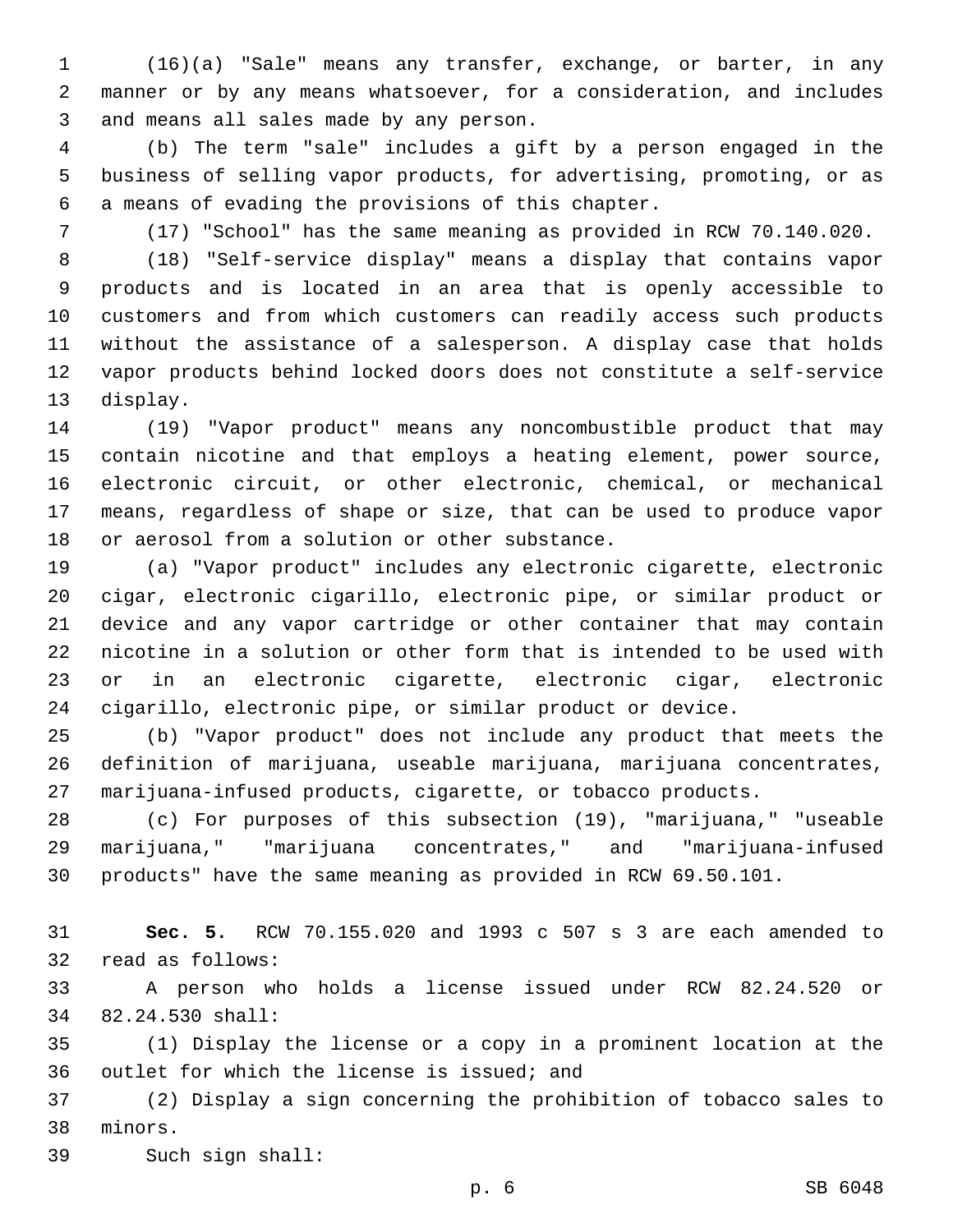(16)(a) "Sale" means any transfer, exchange, or barter, in any manner or by any means whatsoever, for a consideration, and includes and means all sales made by any person.

(b) The term "sale" includes a gift by a person engaged in the business of selling vapor products, for advertising, promoting, or as a means of evading the provisions of this chapter.

(17) "School" has the same meaning as provided in RCW 70.140.020.

(18) "Self-service display" means a display that contains vapor products and is located in an area that is openly accessible to customers and from which customers can readily access such products without the assistance of a salesperson. A display case that holds vapor products behind locked doors does not constitute a self-service display.

(19) "Vapor product" means any noncombustible product that may contain nicotine and that employs a heating element, power source, electronic circuit, or other electronic, chemical, or mechanical means, regardless of shape or size, that can be used to produce vapor or aerosol from a solution or other substance.

(a) "Vapor product" includes any electronic cigarette, electronic cigar, electronic cigarillo, electronic pipe, or similar product or device and any vapor cartridge or other container that may contain nicotine in a solution or other form that is intended to be used with or in an electronic cigarette, electronic cigar, electronic cigarillo, electronic pipe, or similar product or device.

(b) "Vapor product" does not include any product that meets the definition of marijuana, useable marijuana, marijuana concentrates, marijuana-infused products, cigarette, or tobacco products.

(c) For purposes of this subsection (19), "marijuana," "useable marijuana," "marijuana concentrates," and "marijuana-infused products" have the same meaning as provided in RCW 69.50.101.

**Sec. 5.** RCW 70.155.020 and 1993 c 507 s 3 are each amended to read as follows:

A person who holds a license issued under RCW 82.24.520 or 82.24.530 shall:

(1) Display the license or a copy in a prominent location at the outlet for which the license is issued; and

(2) Display a sign concerning the prohibition of tobacco sales to minors.

Such sign shall: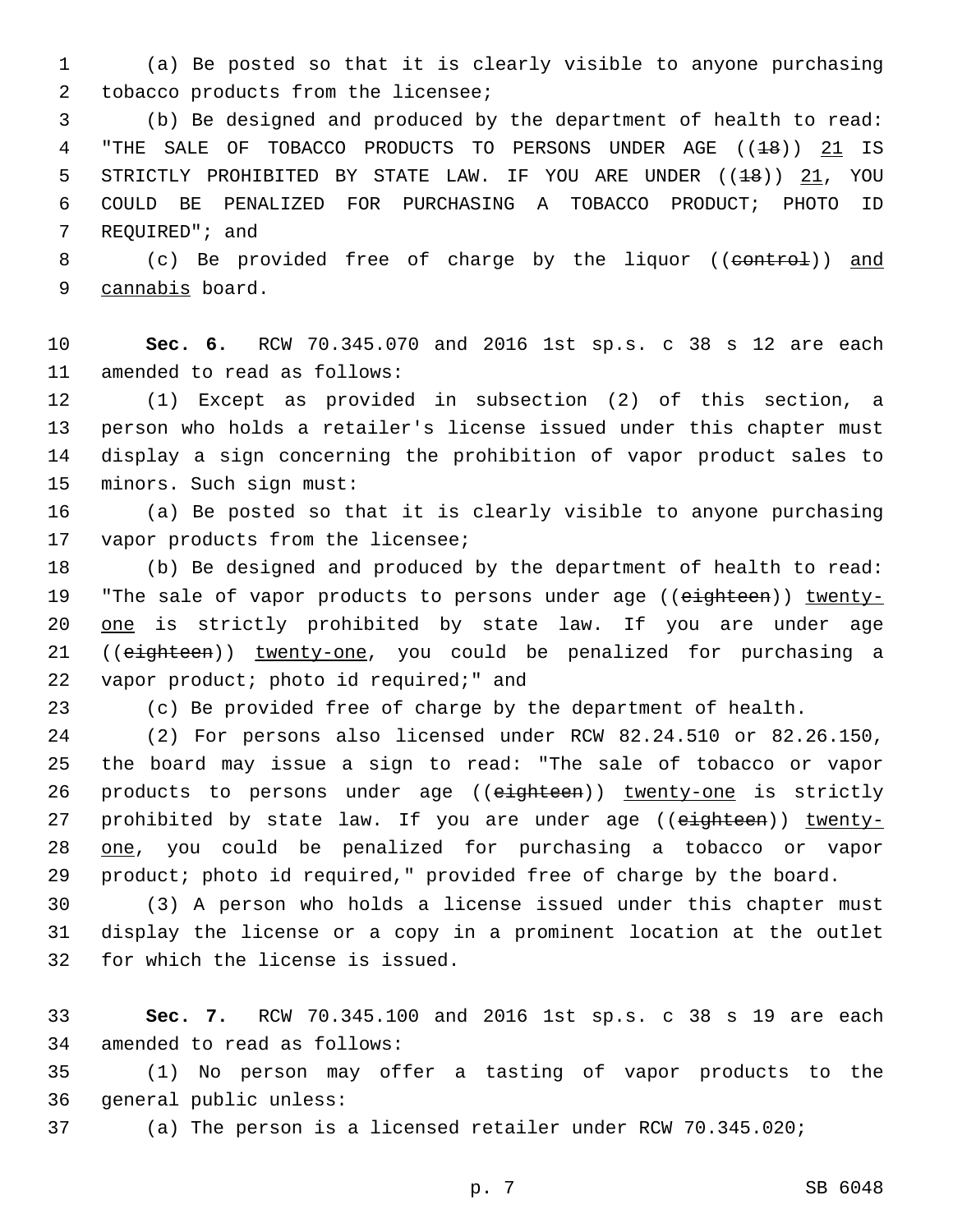(a) Be posted so that it is clearly visible to anyone purchasing tobacco products from the licensee;

(b) Be designed and produced by the department of health to read: "THE SALE OF TOBACCO PRODUCTS TO PERSONS UNDER AGE ((~~18~~)) <u>21</u> IS STRICTLY PROHIBITED BY STATE LAW. IF YOU ARE UNDER ((~~18~~)) <u>21</u>, YOU COULD BE PENALIZED FOR PURCHASING A TOBACCO PRODUCT; PHOTO ID REQUIRED"; and

(c) Be provided free of charge by the liquor ((~~control~~)) <u>and cannabis</u> board.

**Sec. 6.** RCW 70.345.070 and 2016 1st sp.s. c 38 s 12 are each amended to read as follows:

(1) Except as provided in subsection (2) of this section, a person who holds a retailer's license issued under this chapter must display a sign concerning the prohibition of vapor product sales to minors. Such sign must:

(a) Be posted so that it is clearly visible to anyone purchasing vapor products from the licensee;

(b) Be designed and produced by the department of health to read: "The sale of vapor products to persons under age ((~~eighteen~~)) <u>twenty-one</u> is strictly prohibited by state law. If you are under age ((~~eighteen~~)) <u>twenty-one</u>, you could be penalized for purchasing a vapor product; photo id required;" and

(c) Be provided free of charge by the department of health.

(2) For persons also licensed under RCW 82.24.510 or 82.26.150, the board may issue a sign to read: "The sale of tobacco or vapor products to persons under age ((~~eighteen~~)) <u>twenty-one</u> is strictly prohibited by state law. If you are under age ((~~eighteen~~)) <u>twenty-one</u>, you could be penalized for purchasing a tobacco or vapor product; photo id required," provided free of charge by the board.

(3) A person who holds a license issued under this chapter must display the license or a copy in a prominent location at the outlet for which the license is issued.

**Sec. 7.** RCW 70.345.100 and 2016 1st sp.s. c 38 s 19 are each amended to read as follows:

(1) No person may offer a tasting of vapor products to the general public unless:

(a) The person is a licensed retailer under RCW 70.345.020;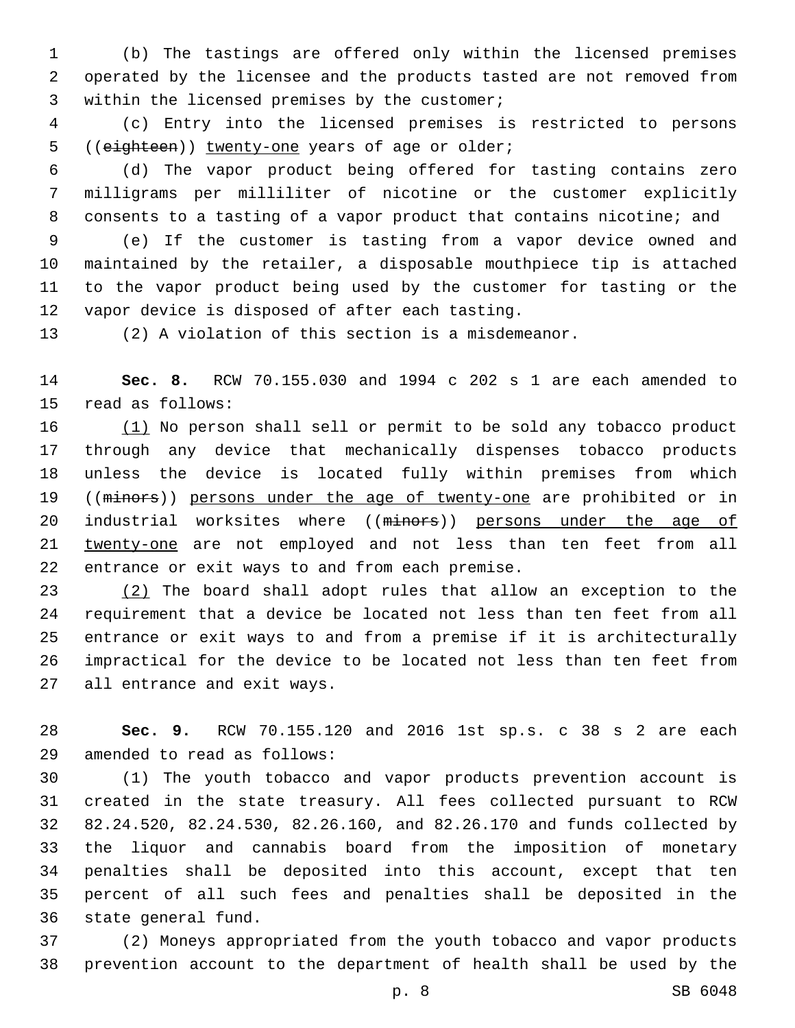(b) The tastings are offered only within the licensed premises operated by the licensee and the products tasted are not removed from within the licensed premises by the customer;

(c) Entry into the licensed premises is restricted to persons ((~~eighteen~~)) <u>twenty-one</u> years of age or older;

(d) The vapor product being offered for tasting contains zero milligrams per milliliter of nicotine or the customer explicitly consents to a tasting of a vapor product that contains nicotine; and

(e) If the customer is tasting from a vapor device owned and maintained by the retailer, a disposable mouthpiece tip is attached to the vapor product being used by the customer for tasting or the vapor device is disposed of after each tasting.

(2) A violation of this section is a misdemeanor.

**Sec. 8.** RCW 70.155.030 and 1994 c 202 s 1 are each amended to read as follows:

<u>(1)</u> No person shall sell or permit to be sold any tobacco product through any device that mechanically dispenses tobacco products unless the device is located fully within premises from which ((~~minors~~)) <u>persons under the age of twenty-one</u> are prohibited or in industrial worksites where ((~~minors~~)) <u>persons under the age of twenty-one</u> are not employed and not less than ten feet from all entrance or exit ways to and from each premise.

<u>(2)</u> The board shall adopt rules that allow an exception to the requirement that a device be located not less than ten feet from all entrance or exit ways to and from a premise if it is architecturally impractical for the device to be located not less than ten feet from all entrance and exit ways.

**Sec. 9.** RCW 70.155.120 and 2016 1st sp.s. c 38 s 2 are each amended to read as follows:

(1) The youth tobacco and vapor products prevention account is created in the state treasury. All fees collected pursuant to RCW 82.24.520, 82.24.530, 82.26.160, and 82.26.170 and funds collected by the liquor and cannabis board from the imposition of monetary penalties shall be deposited into this account, except that ten percent of all such fees and penalties shall be deposited in the state general fund.

(2) Moneys appropriated from the youth tobacco and vapor products prevention account to the department of health shall be used by the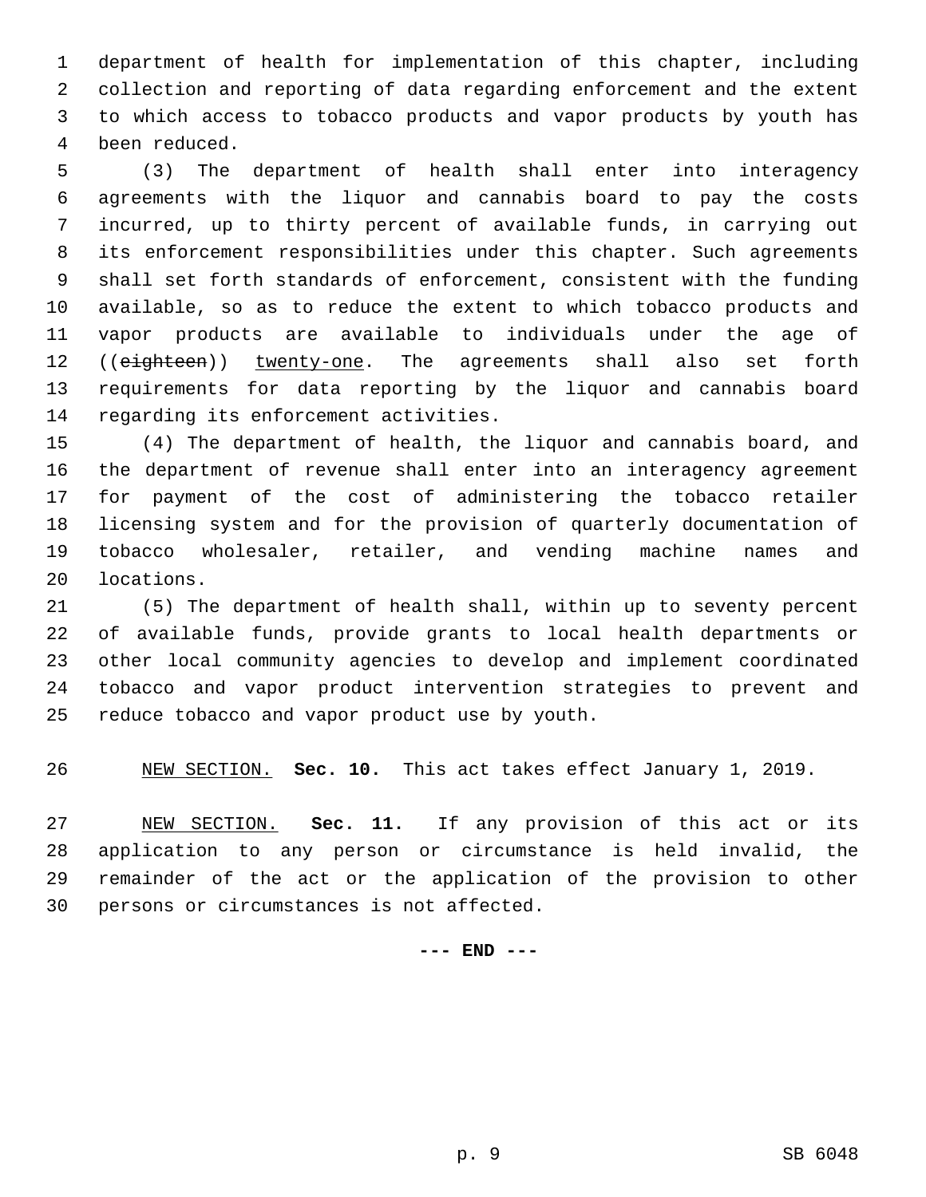department of health for implementation of this chapter, including collection and reporting of data regarding enforcement and the extent to which access to tobacco products and vapor products by youth has been reduced.

(3) The department of health shall enter into interagency agreements with the liquor and cannabis board to pay the costs incurred, up to thirty percent of available funds, in carrying out its enforcement responsibilities under this chapter. Such agreements shall set forth standards of enforcement, consistent with the funding available, so as to reduce the extent to which tobacco products and vapor products are available to individuals under the age of ((~~eighteen~~)) <u>twenty-one</u>. The agreements shall also set forth requirements for data reporting by the liquor and cannabis board regarding its enforcement activities.

(4) The department of health, the liquor and cannabis board, and the department of revenue shall enter into an interagency agreement for payment of the cost of administering the tobacco retailer licensing system and for the provision of quarterly documentation of tobacco wholesaler, retailer, and vending machine names and locations.

(5) The department of health shall, within up to seventy percent of available funds, provide grants to local health departments or other local community agencies to develop and implement coordinated tobacco and vapor product intervention strategies to prevent and reduce tobacco and vapor product use by youth.

<u>NEW SECTION.</u> **Sec. 10.** This act takes effect January 1, 2019.

<u>NEW SECTION.</u> **Sec. 11.** If any provision of this act or its application to any person or circumstance is held invalid, the remainder of the act or the application of the provision to other persons or circumstances is not affected.

**--- END ---**